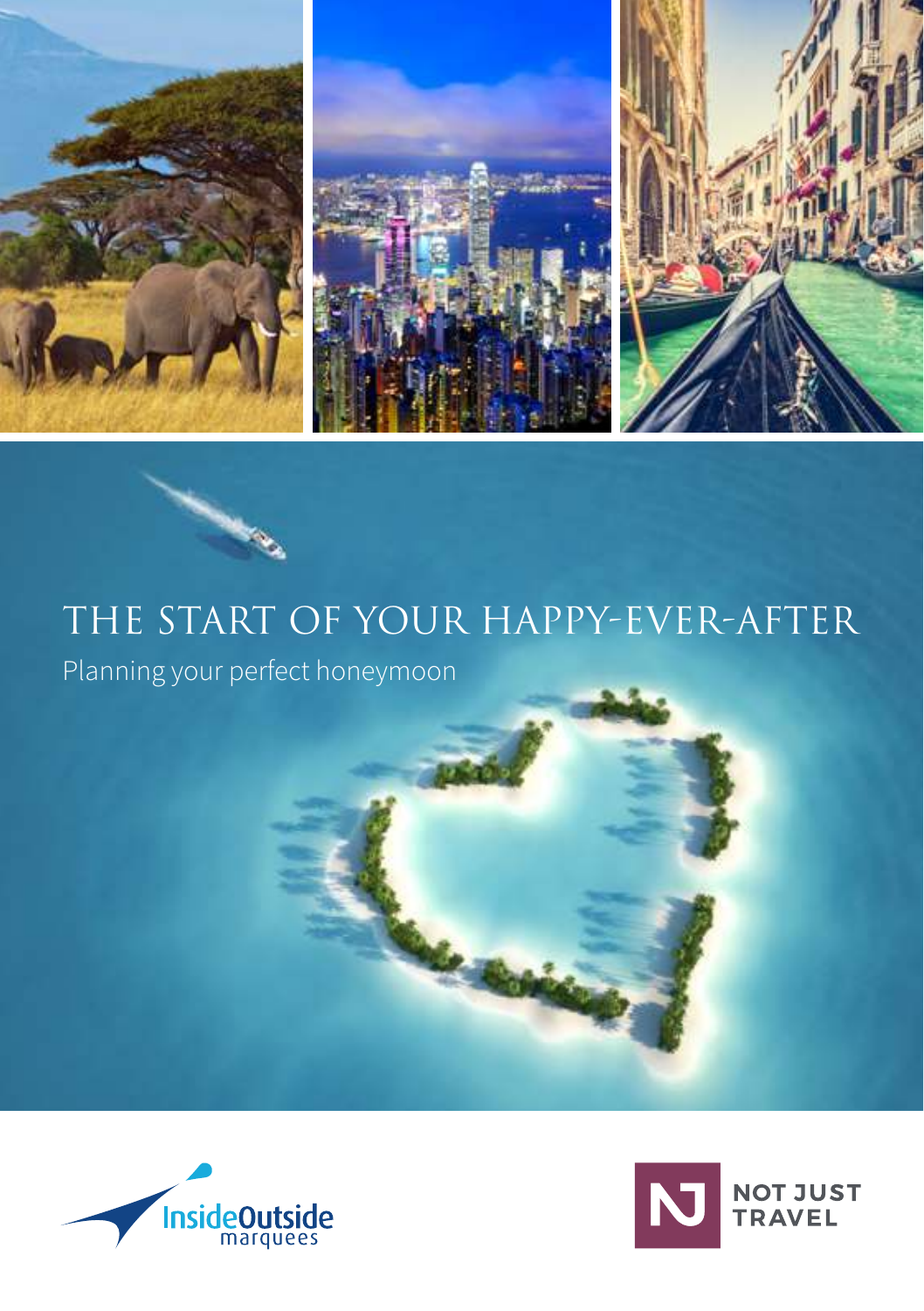# THE START OF YOUR HAPPY-EVER-AFTER

Planning your perfect honeymoon

InsideOutside marquees

NOT JUST TRAVEL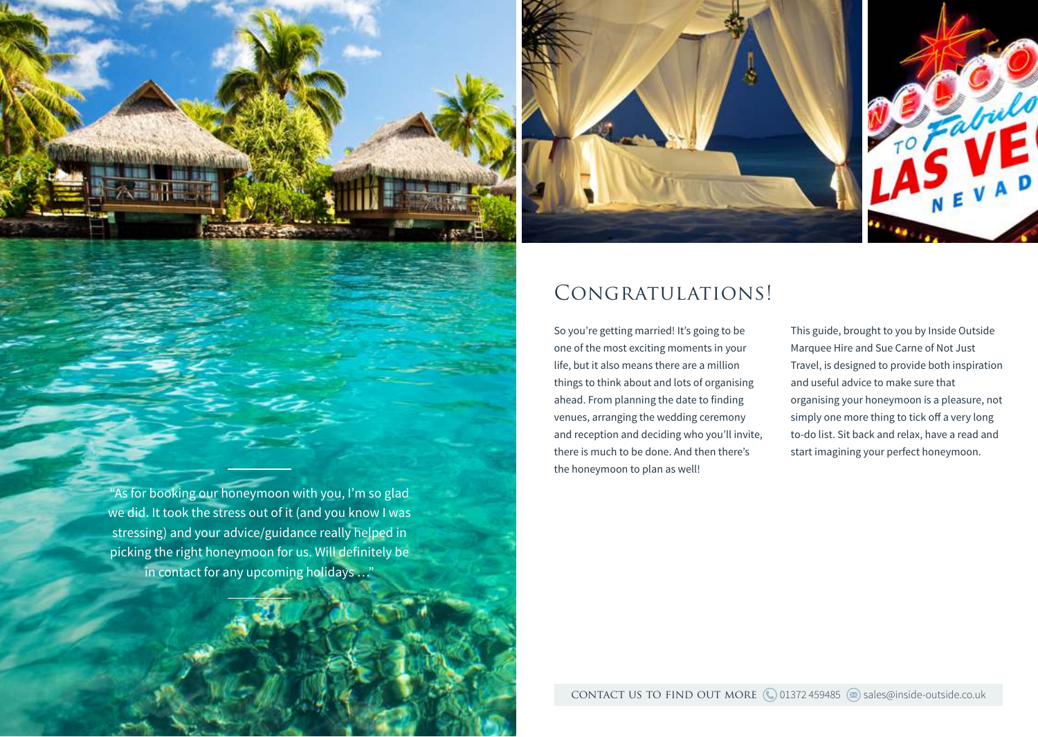> "As for booking our honeymoon with you, I'm so glad we did. It took the stress out of it (and you know I was stressing) and your advice/guidance really helped in picking the right honeymoon for us. Will definitely be in contact for any upcoming holidays …"

# Congratulations!

So you're getting married! It's going to be one of the most exciting moments in your life, but it also means there are a million things to think about and lots of organising ahead. From planning the date to finding venues, arranging the wedding ceremony and reception and deciding who you'll invite, there is much to be done. And then there's the honeymoon to plan as well!

This guide, brought to you by Inside Outside Marquee Hire and Sue Carne of Not Just Travel, is designed to provide both inspiration and useful advice to make sure that organising your honeymoon is a pleasure, not simply one more thing to tick off a very long to-do list. Sit back and relax, have a read and start imagining your perfect honeymoon.

CONTACT US TO FIND OUT MORE 01372 459485 sales@inside-outside.co.uk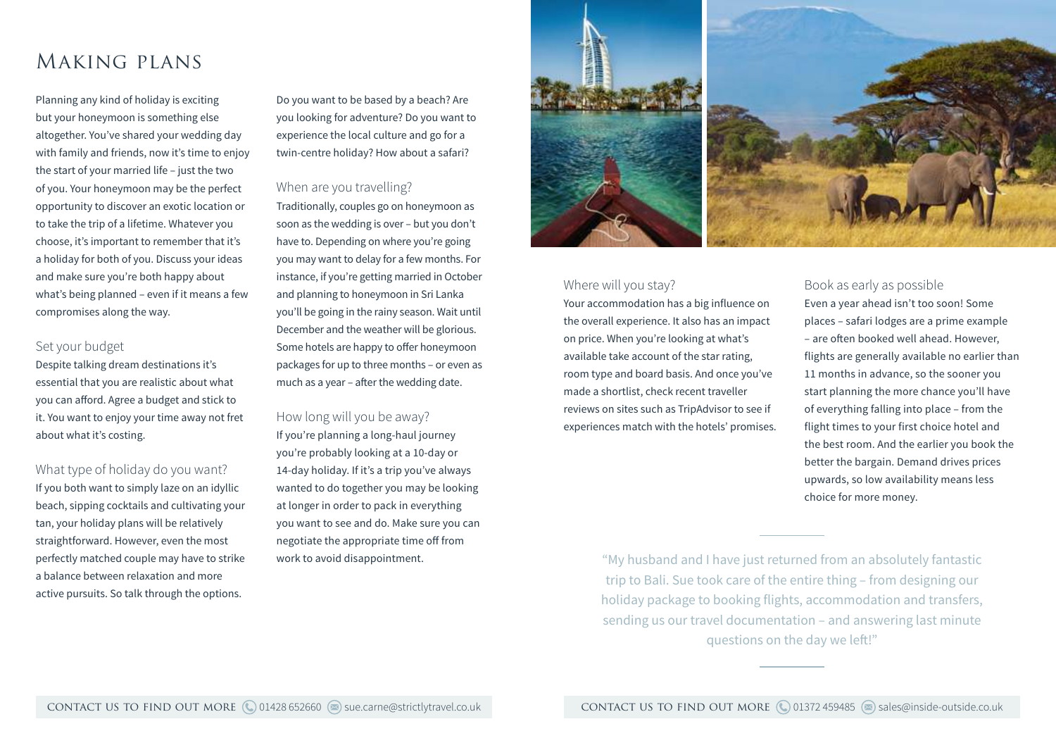# Making plans

Planning any kind of holiday is exciting but your honeymoon is something else altogether. You've shared your wedding day with family and friends, now it's time to enjoy the start of your married life – just the two of you. Your honeymoon may be the perfect opportunity to discover an exotic location or to take the trip of a lifetime. Whatever you choose, it's important to remember that it's a holiday for both of you. Discuss your ideas and make sure you're both happy about what's being planned – even if it means a few compromises along the way.

## Set your budget

Despite talking dream destinations it's essential that you are realistic about what you can afford. Agree a budget and stick to it. You want to enjoy your time away not fret about what it's costing.

## What type of holiday do you want?

If you both want to simply laze on an idyllic beach, sipping cocktails and cultivating your tan, your holiday plans will be relatively straightforward. However, even the most perfectly matched couple may have to strike a balance between relaxation and more active pursuits. So talk through the options.

Do you want to be based by a beach? Are you looking for adventure? Do you want to experience the local culture and go for a twin-centre holiday? How about a safari?

## When are you travelling?

Traditionally, couples go on honeymoon as soon as the wedding is over – but you don't have to. Depending on where you're going you may want to delay for a few months. For instance, if you're getting married in October and planning to honeymoon in Sri Lanka you'll be going in the rainy season. Wait until December and the weather will be glorious. Some hotels are happy to offer honeymoon packages for up to three months – or even as much as a year – after the wedding date.

## How long will you be away?

If you're planning a long-haul journey you're probably looking at a 10-day or 14-day holiday. If it's a trip you've always wanted to do together you may be looking at longer in order to pack in everything you want to see and do. Make sure you can negotiate the appropriate time off from work to avoid disappointment.

CONTACT US TO FIND OUT MORE 01428 652660 sue.carne@strictlytravel.co.uk

## Where will you stay?

Your accommodation has a big influence on the overall experience. It also has an impact on price. When you're looking at what's available take account of the star rating, room type and board basis. And once you've made a shortlist, check recent traveller reviews on sites such as TripAdvisor to see if experiences match with the hotels' promises.

## Book as early as possible

Even a year ahead isn't too soon! Some places – safari lodges are a prime example – are often booked well ahead. However, flights are generally available no earlier than 11 months in advance, so the sooner you start planning the more chance you'll have of everything falling into place – from the flight times to your first choice hotel and the best room. And the earlier you book the better the bargain. Demand drives prices upwards, so low availability means less choice for more money.

> "My husband and I have just returned from an absolutely fantastic trip to Bali. Sue took care of the entire thing – from designing our holiday package to booking flights, accommodation and transfers, sending us our travel documentation – and answering last minute questions on the day we left!"

CONTACT US TO FIND OUT MORE 01372 459485 sales@inside-outside.co.uk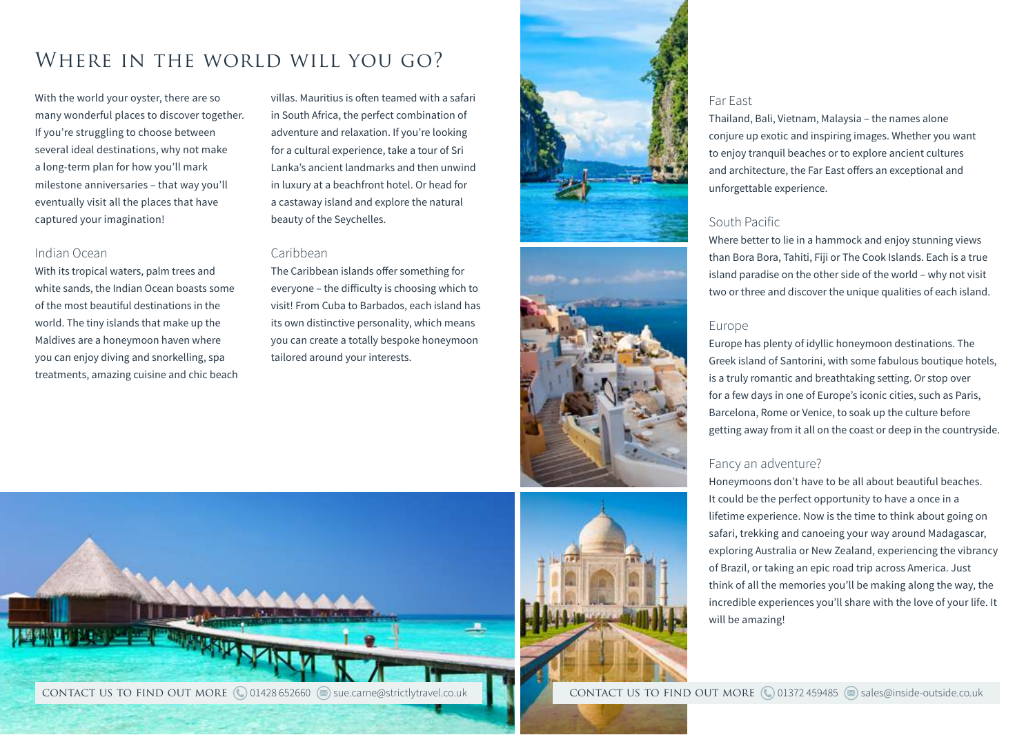# Where in the world will you go?

With the world your oyster, there are so many wonderful places to discover together. If you're struggling to choose between several ideal destinations, why not make a long-term plan for how you'll mark milestone anniversaries – that way you'll eventually visit all the places that have captured your imagination!

## Indian Ocean

With its tropical waters, palm trees and white sands, the Indian Ocean boasts some of the most beautiful destinations in the world. The tiny islands that make up the Maldives are a honeymoon haven where you can enjoy diving and snorkelling, spa treatments, amazing cuisine and chic beach villas. Mauritius is often teamed with a safari in South Africa, the perfect combination of adventure and relaxation. If you're looking for a cultural experience, take a tour of Sri Lanka's ancient landmarks and then unwind in luxury at a beachfront hotel. Or head for a castaway island and explore the natural beauty of the Seychelles.

## Caribbean

The Caribbean islands offer something for everyone – the difficulty is choosing which to visit! From Cuba to Barbados, each island has its own distinctive personality, which means you can create a totally bespoke honeymoon tailored around your interests.

## Far East

Thailand, Bali, Vietnam, Malaysia – the names alone conjure up exotic and inspiring images. Whether you want to enjoy tranquil beaches or to explore ancient cultures and architecture, the Far East offers an exceptional and unforgettable experience.

## South Pacific

Where better to lie in a hammock and enjoy stunning views than Bora Bora, Tahiti, Fiji or The Cook Islands. Each is a true island paradise on the other side of the world – why not visit two or three and discover the unique qualities of each island.

## Europe

Europe has plenty of idyllic honeymoon destinations. The Greek island of Santorini, with some fabulous boutique hotels, is a truly romantic and breathtaking setting. Or stop over for a few days in one of Europe's iconic cities, such as Paris, Barcelona, Rome or Venice, to soak up the culture before getting away from it all on the coast or deep in the countryside.

## Fancy an adventure?

Honeymoons don't have to be all about beautiful beaches. It could be the perfect opportunity to have a once in a lifetime experience. Now is the time to think about going on safari, trekking and canoeing your way around Madagascar, exploring Australia or New Zealand, experiencing the vibrancy of Brazil, or taking an epic road trip across America. Just think of all the memories you'll be making along the way, the incredible experiences you'll share with the love of your life. It will be amazing!

CONTACT US TO FIND OUT MORE 01428 652660 sue.carne@strictlytravel.co.uk

CONTACT US TO FIND OUT MORE 01372 459485 sales@inside-outside.co.uk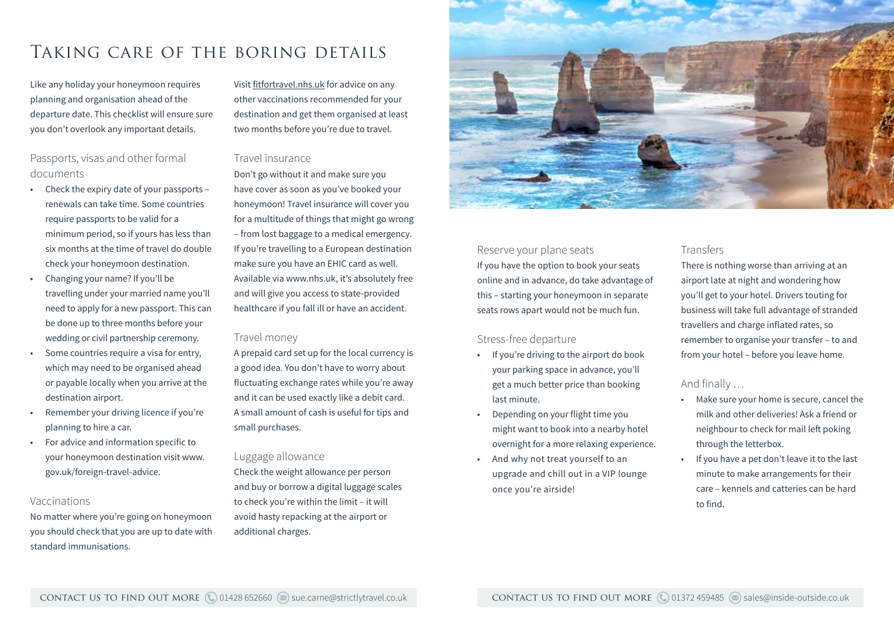# Taking care of the boring details

Like any holiday your honeymoon requires planning and organisation ahead of the departure date. This checklist will ensure sure you don't overlook any important details.

## Passports, visas and other formal documents

- Check the expiry date of your passports – renewals can take time. Some countries require passports to be valid for a minimum period, so if yours has less than six months at the time of travel do double check your honeymoon destination.
- Changing your name? If you'll be travelling under your married name you'll need to apply for a new passport. This can be done up to three months before your wedding or civil partnership ceremony.
- Some countries require a visa for entry, which may need to be organised ahead or payable locally when you arrive at the destination airport.
- Remember your driving licence if you're planning to hire a car.
- For advice and information specific to your honeymoon destination visit www.gov.uk/foreign-travel-advice.

## Vaccinations

No matter where you're going on honeymoon you should check that you are up to date with standard immunisations.

Visit fitfortravel.nhs.uk for advice on any other vaccinations recommended for your destination and get them organised at least two months before you're due to travel.

## Travel insurance

Don't go without it and make sure you have cover as soon as you've booked your honeymoon! Travel insurance will cover you for a multitude of things that might go wrong – from lost baggage to a medical emergency. If you're travelling to a European destination make sure you have an EHIC card as well. Available via www.nhs.uk, it's absolutely free and will give you access to state-provided healthcare if you fall ill or have an accident.

## Travel money

A prepaid card set up for the local currency is a good idea. You don't have to worry about fluctuating exchange rates while you're away and it can be used exactly like a debit card. A small amount of cash is useful for tips and small purchases.

## Luggage allowance

Check the weight allowance per person and buy or borrow a digital luggage scales to check you're within the limit – it will avoid hasty repacking at the airport or additional charges.

## Reserve your plane seats

If you have the option to book your seats online and in advance, do take advantage of this – starting your honeymoon in separate seats rows apart would not be much fun.

## Stress-free departure

- If you're driving to the airport do book your parking space in advance, you'll get a much better price than booking last minute.
- Depending on your flight time you might want to book into a nearby hotel overnight for a more relaxing experience.
- And why not treat yourself to an upgrade and chill out in a VIP lounge once you're airside!

## Transfers

There is nothing worse than arriving at an airport late at night and wondering how you'll get to your hotel. Drivers touting for business will take full advantage of stranded travellers and charge inflated rates, so remember to organise your transfer – to and from your hotel – before you leave home.

## And finally …

- Make sure your home is secure, cancel the milk and other deliveries! Ask a friend or neighbour to check for mail left poking through the letterbox.
- If you have a pet don't leave it to the last minute to make arrangements for their care – kennels and catteries can be hard to find.

CONTACT US TO FIND OUT MORE 01428 652660 sue.carne@strictlytravel.co.uk

CONTACT US TO FIND OUT MORE 01372 459485 sales@inside-outside.co.uk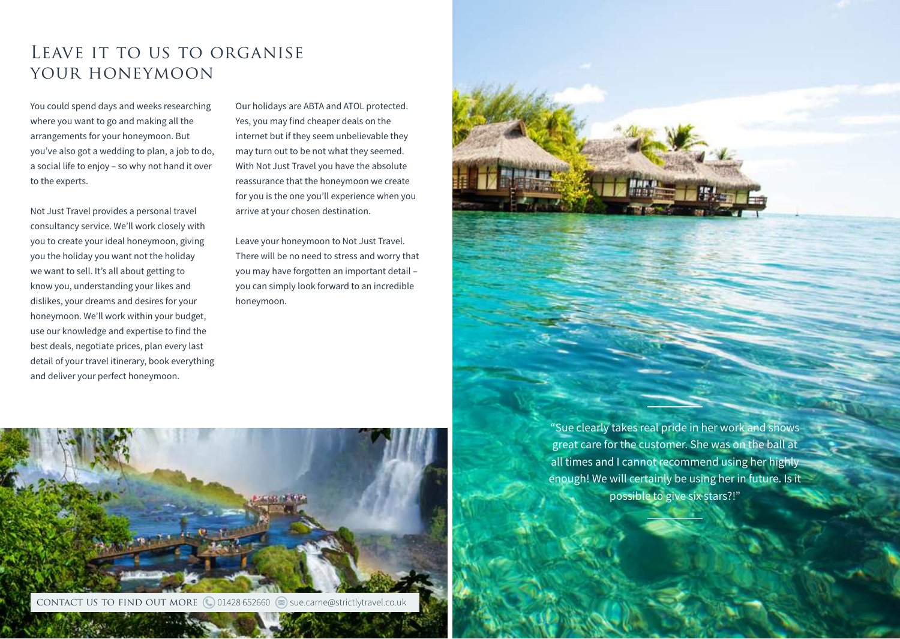# Leave it to us to organise your honeymoon

You could spend days and weeks researching where you want to go and making all the arrangements for your honeymoon. But you've also got a wedding to plan, a job to do, a social life to enjoy – so why not hand it over to the experts.

Not Just Travel provides a personal travel consultancy service. We'll work closely with you to create your ideal honeymoon, giving you the holiday you want not the holiday we want to sell. It's all about getting to know you, understanding your likes and dislikes, your dreams and desires for your honeymoon. We'll work within your budget, use our knowledge and expertise to find the best deals, negotiate prices, plan every last detail of your travel itinerary, book everything and deliver your perfect honeymoon.

Our holidays are ABTA and ATOL protected. Yes, you may find cheaper deals on the internet but if they seem unbelievable they may turn out to be not what they seemed. With Not Just Travel you have the absolute reassurance that the honeymoon we create for you is the one you'll experience when you arrive at your chosen destination.

Leave your honeymoon to Not Just Travel. There will be no need to stress and worry that you may have forgotten an important detail – you can simply look forward to an incredible honeymoon.

"Sue clearly takes real pride in her work and shows great care for the customer. She was on the ball at all times and I cannot recommend using her highly enough! We will certainly be using her in future. Is it possible to give six stars?!"

CONTACT US TO FIND OUT MORE 01428 652660 sue.carne@strictlytravel.co.uk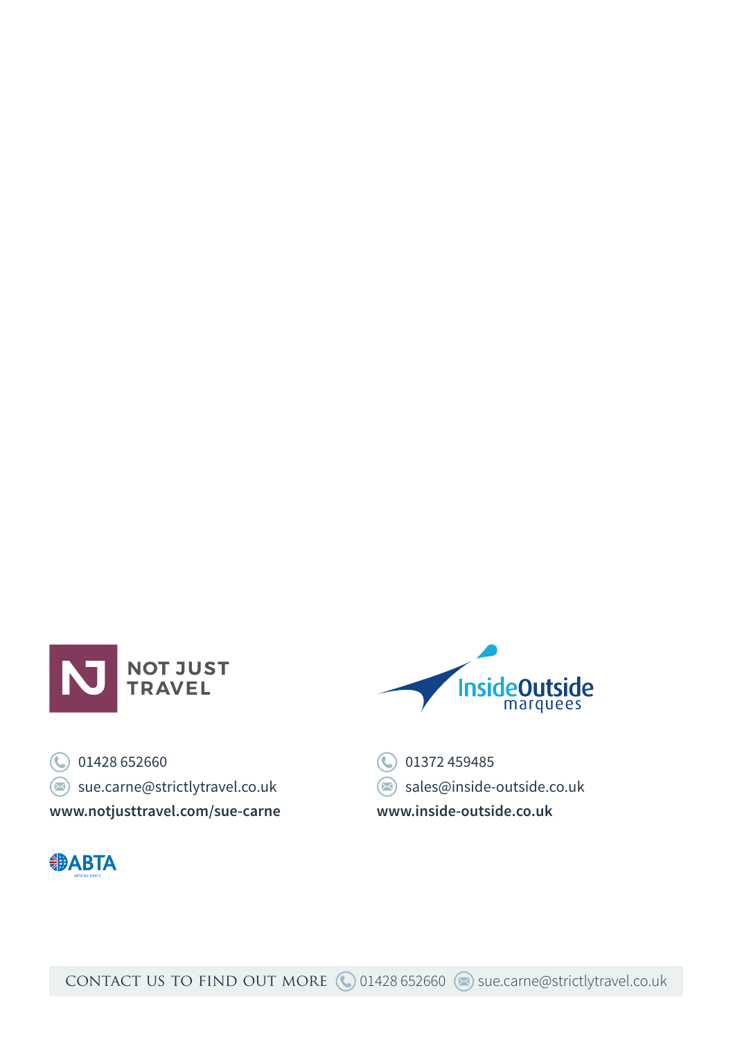NOT JUST TRAVEL

01428 652660

sue.carne@strictlytravel.co.uk

**www.notjusttravel.com/sue-carne**

InsideOutside marquees

01372 459485

sales@inside-outside.co.uk

**www.inside-outside.co.uk**

ABTA

ABTA No. K9413

CONTACT US TO FIND OUT MORE 01428 652660 sue.carne@strictlytravel.co.uk